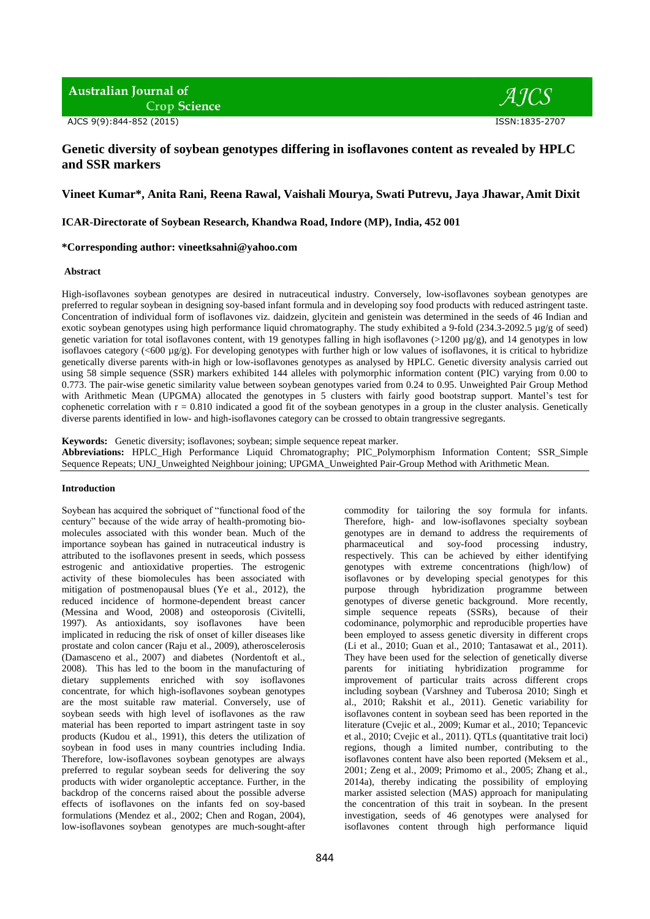# Genetic diversity of soybean genotypes differing in isoflavones content as revealed by HPLC and SSR markers

**Vineet Kumar*, Anita Rani, Reena Rawal, Vaishali Mourya, Swati Putrevu, Jaya Jhawar, Amit Dixit**

**ICAR-Directorate of Soybean Research, Khandwa Road, Indore (MP), India, 452 001**

**\*Corresponding author: vineetksahni@yahoo.com**

## Abstract

High-isoflavones soybean genotypes are desired in nutraceutical industry. Conversely, low-isoflavones soybean genotypes are preferred to regular soybean in designing soy-based infant formula and in developing soy food products with reduced astringent taste. Concentration of individual form of isoflavones viz. daidzein, glycitein and genistein was determined in the seeds of 46 Indian and exotic soybean genotypes using high performance liquid chromatography. The study exhibited a 9-fold (234.3-2092.5 µg/g of seed) genetic variation for total isoflavones content, with 19 genotypes falling in high isoflavones (>1200 µg/g), and 14 genotypes in low isoflavoes category (<600 µg/g). For developing genotypes with further high or low values of isoflavones, it is critical to hybridize genetically diverse parents with-in high or low-isoflavones genotypes as analysed by HPLC. Genetic diversity analysis carried out using 58 simple sequence (SSR) markers exhibited 144 alleles with polymorphic information content (PIC) varying from 0.00 to 0.773. The pair-wise genetic similarity value between soybean genotypes varied from 0.24 to 0.95. Unweighted Pair Group Method with Arithmetic Mean (UPGMA) allocated the genotypes in 5 clusters with fairly good bootstrap support. Mantel's test for cophenetic correlation with r = 0.810 indicated a good fit of the soybean genotypes in a group in the cluster analysis. Genetically diverse parents identified in low- and high-isoflavones category can be crossed to obtain trangressive segregants.

**Keywords:** Genetic diversity; isoflavones; soybean; simple sequence repeat marker.

**Abbreviations:** HPLC_High Performance Liquid Chromatography; PIC_Polymorphism Information Content; SSR_Simple Sequence Repeats; UNJ_Unweighted Neighbour joining; UPGMA_Unweighted Pair-Group Method with Arithmetic Mean.

## Introduction

Soybean has acquired the sobriquet of "functional food of the century" because of the wide array of health-promoting bio-molecules associated with this wonder bean. Much of the importance soybean has gained in nutraceutical industry is attributed to the isoflavones present in seeds, which possess estrogenic and antioxidative properties. The estrogenic activity of these biomolecules has been associated with mitigation of postmenopausal blues (Ye et al., 2012), the reduced incidence of hormone-dependent breast cancer (Messina and Wood, 2008) and osteoporosis (Civitelli, 1997). As antioxidants, soy isoflavones have been implicated in reducing the risk of onset of killer diseases like prostate and colon cancer (Raju et al., 2009), atherosclerosis (Damasceno et al., 2007) and diabetes (Nordentoft et al., 2008). This has led to the boom in the manufacturing of dietary supplements enriched with soy isoflavones concentrate, for which high-isoflavones soybean genotypes are the most suitable raw material. Conversely, use of soybean seeds with high level of isoflavones as the raw material has been reported to impart astringent taste in soy products (Kudou et al., 1991), this deters the utilization of soybean in food uses in many countries including India. Therefore, low-isoflavones soybean genotypes are always preferred to regular soybean seeds for delivering the soy products with wider organoleptic acceptance. Further, in the backdrop of the concerns raised about the possible adverse effects of isoflavones on the infants fed on soy-based formulations (Mendez et al., 2002; Chen and Rogan, 2004), low-isoflavones soybean genotypes are much-sought-after commodity for tailoring the soy formula for infants. Therefore, high- and low-isoflavones specialty soybean genotypes are in demand to address the requirements of pharmaceutical and soy-food processing industry, respectively. This can be achieved by either identifying genotypes with extreme concentrations (high/low) of isoflavones or by developing special genotypes for this purpose through hybridization programme between genotypes of diverse genetic background. More recently, simple sequence repeats (SSRs), because of their codominance, polymorphic and reproducible properties have been employed to assess genetic diversity in different crops (Li et al., 2010; Guan et al., 2010; Tantasawat et al., 2011). They have been used for the selection of genetically diverse parents for initiating hybridization programme for improvement of particular traits across different crops including soybean (Varshney and Tuberosa 2010; Singh et al., 2010; Rakshit et al., 2011). Genetic variability for isoflavones content in soybean seed has been reported in the literature (Cvejic et al., 2009; Kumar et al., 2010; Tepancevic et al., 2010; Cvejic et al., 2011). QTLs (quantitative trait loci) regions, though a limited number, contributing to the isoflavones content have also been reported (Meksem et al., 2001; Zeng et al., 2009; Primomo et al., 2005; Zhang et al., 2014a), thereby indicating the possibility of employing marker assisted selection (MAS) approach for manipulating the concentration of this trait in soybean. In the present investigation, seeds of 46 genotypes were analysed for isoflavones content through high performance liquid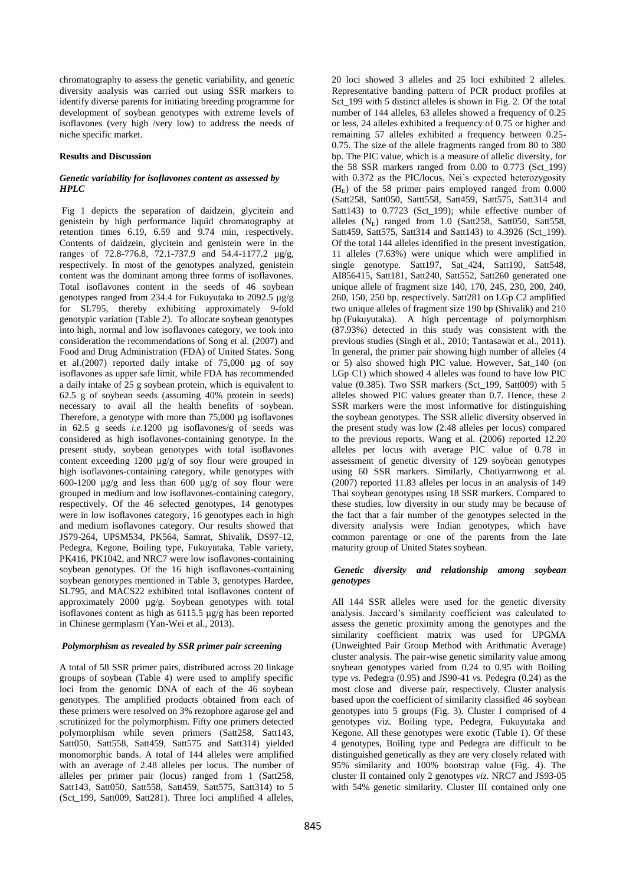chromatography to assess the genetic variability, and genetic diversity analysis was carried out using SSR markers to identify diverse parents for initiating breeding programme for development of soybean genotypes with extreme levels of isoflavones (very high /very low) to address the needs of niche specific market.

## Results and Discussion

### *Genetic variability for isoflavones content as assessed by HPLC*

Fig 1 depicts the separation of daidzein, glycitein and genistein by high performance liquid chromatography at retention times 6.19, 6.59 and 9.74 min, respectively. Contents of daidzein, glycitein and genistein were in the ranges of 72.8-776.8, 72.1-737.9 and 54.4-1177.2 µg/g, respectively. In most of the genotypes analyzed, genistein content was the dominant among three forms of isoflavones. Total isoflavones content in the seeds of 46 soybean genotypes ranged from 234.4 for Fukuyutaka to 2092.5 µg/g for SL795, thereby exhibiting approximately 9-fold genotypic variation (Table 2). To allocate soybean genotypes into high, normal and low isoflavones category, we took into consideration the recommendations of Song et al. (2007) and Food and Drug Administration (FDA) of United States. Song et al.(2007) reported daily intake of 75,000 µg of soy isoflavones as upper safe limit, while FDA has recommended a daily intake of 25 g soybean protein, which is equivalent to 62.5 g of soybean seeds (assuming 40% protein in seeds) necessary to avail all the health benefits of soybean. Therefore, a genotype with more than 75,000 µg isoflavones in 62.5 g seeds *i.e.*1200 µg isoflavones/g of seeds was considered as high isoflavones-containing genotype. In the present study, soybean genotypes with total isoflavones content exceeding 1200 µg/g of soy flour were grouped in high isoflavones-containing category, while genotypes with 600-1200 µg/g and less than 600 µg/g of soy flour were grouped in medium and low isoflavones-containing category, respectively. Of the 46 selected genotypes, 14 genotypes were in low isoflavones category, 16 genotypes each in high and medium isoflavones category. Our results showed that JS79-264, UPSM534, PK564, Samrat, Shivalik, DS97-12, Pedegra, Kegone, Boiling type, Fukuyutaka, Table variety, PK416, PK1042, and NRC7 were low isoflavones-containing soybean genotypes. Of the 16 high isoflavones-containing soybean genotypes mentioned in Table 3, genotypes Hardee, SL795, and MACS22 exhibited total isoflavones content of approximately 2000 µg/g. Soybean genotypes with total isoflavones content as high as 6115.5 µg/g has been reported in Chinese germplasm (Yan-Wei et al., 2013).

### *Polymorphism as revealed by SSR primer pair screening*

A total of 58 SSR primer pairs, distributed across 20 linkage groups of soybean (Table 4) were used to amplify specific loci from the genomic DNA of each of the 46 soybean genotypes. The amplified products obtained from each of these primers were resolved on 3% rezophore agarose gel and scrutinized for the polymorphism. Fifty one primers detected polymorphism while seven primers (Satt258, Satt143, Satt050, Satt558, Satt459, Satt575 and Satt314) yielded monomorphic bands. A total of 144 alleles were amplified with an average of 2.48 alleles per locus. The number of alleles per primer pair (locus) ranged from 1 (Satt258, Satt143, Satt050, Satt558, Satt459, Satt575, Satt314) to 5 (Sct_199, Satt009, Satt281). Three loci amplified 4 alleles, 20 loci showed 3 alleles and 25 loci exhibited 2 alleles. Representative banding pattern of PCR product profiles at Sct_199 with 5 distinct alleles is shown in Fig. 2. Of the total number of 144 alleles, 63 alleles showed a frequency of 0.25 or less, 24 alleles exhibited a frequency of 0.75 or higher and remaining 57 alleles exhibited a frequency between 0.25-0.75. The size of the allele fragments ranged from 80 to 380 bp. The PIC value, which is a measure of allelic diversity, for the 58 SSR markers ranged from 0.00 to 0.773 (Sct_199) with 0.372 as the PIC/locus. Nei's expected heterozygosity ($H_E$) of the 58 primer pairs employed ranged from 0.000 (Satt258, Satt050, Sattt558, Satt459, Satt575, Satt314 and Satt143) to 0.7723 (Sct_199); while effective number of alleles ($N_E$) ranged from 1.0 (Satt258, Satt050, Satt558, Satt459, Satt575, Satt314 and Satt143) to 4.3926 (Sct_199). Of the total 144 alleles identified in the present investigation, 11 alleles (7.63%) were unique which were amplified in single genotype. Satt197, Sat_424, Satt190, Satt548, AI856415, Satt181, Satt240, Satt552, Satt260 generated one unique allele of fragment size 140, 170, 245, 230, 200, 240, 260, 150, 250 bp, respectively. Satt281 on LGp C2 amplified two unique alleles of fragment size 190 bp (Shivalik) and 210 bp (Fukuyutaka). A high percentage of polymorphism (87.93%) detected in this study was consistent with the previous studies (Singh et al., 2010; Tantasawat et al., 2011). In general, the primer pair showing high number of alleles (4 or 5) also showed high PIC value. However, Sat_140 (on LGp C1) which showed 4 alleles was found to have low PIC value (0.385). Two SSR markers (Sct_199, Satt009) with 5 alleles showed PIC values greater than 0.7. Hence, these 2 SSR markers were the most informative for distinguishing the soybean genotypes. The SSR allelic diversity observed in the present study was low (2.48 alleles per locus) compared to the previous reports. Wang et al. (2006) reported 12.20 alleles per locus with average PIC value of 0.78 in assessment of genetic diversity of 129 soybean genotypes using 60 SSR markers. Similarly, Chotiyarnwong et al. (2007) reported 11.83 alleles per locus in an analysis of 149 Thai soybean genotypes using 18 SSR markers. Compared to these studies, low diversity in our study may be because of the fact that a fair number of the genotypes selected in the diversity analysis were Indian genotypes, which have common parentage or one of the parents from the late maturity group of United States soybean.

### *Genetic diversity and relationship among soybean genotypes*

All 144 SSR alleles were used for the genetic diversity analysis. Jaccard's similarity coefficient was calculated to assess the genetic proximity among the genotypes and the similarity coefficient matrix was used for UPGMA (Unweighted Pair Group Method with Arithmatic Average) cluster analysis. The pair-wise genetic similarity value among soybean genotypes varied from 0.24 to 0.95 with Boiling type *vs.* Pedegra (0.95) and JS90-41 *vs.* Pedegra (0.24) as the most close and diverse pair, respectively. Cluster analysis based upon the coefficient of similarity classified 46 soybean genotypes into 5 groups (Fig. 3). Cluster I comprised of 4 genotypes viz. Boiling type, Pedegra, Fukuyutaka and Kegone. All these genotypes were exotic (Table 1). Of these 4 genotypes, Boiling type and Pedegra are difficult to be distinguished genetically as they are very closely related with 95% similarity and 100% bootstrap value (Fig. 4). The cluster II contained only 2 genotypes *viz.* NRC7 and JS93-05 with 54% genetic similarity. Cluster III contained only one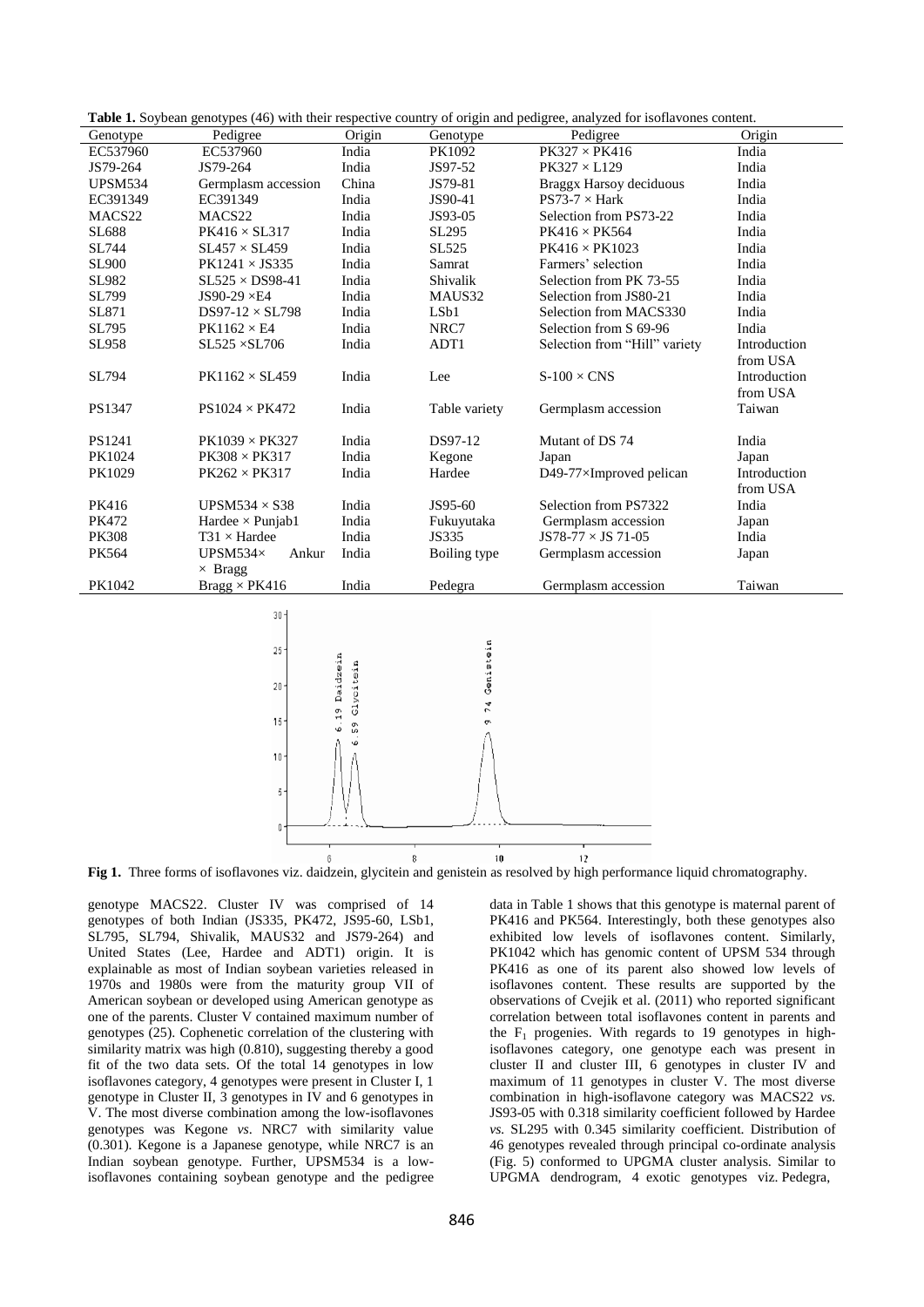**Table 1.** Soybean genotypes (46) with their respective country of origin and pedigree, analyzed for isoflavones content.

| Genotype | Pedigree | Origin | Genotype | Pedigree | Origin |
|---|---|---|---|---|---|
| EC537960 | EC537960 | India | PK1092 | PK327 × PK416 | India |
| JS79-264 | JS79-264 | India | JS97-52 | PK327 × L129 | India |
| UPSM534 | Germplasm accession | China | JS79-81 | Braggx Harsoy deciduous | India |
| EC391349 | EC391349 | India | JS90-41 | PS73-7 × Hark | India |
| MACS22 | MACS22 | India | JS93-05 | Selection from PS73-22 | India |
| SL688 | PK416 × SL317 | India | SL295 | PK416 × PK564 | India |
| SL744 | SL457 × SL459 | India | SL525 | PK416 × PK1023 | India |
| SL900 | PK1241 × JS335 | India | Samrat | Farmers' selection | India |
| SL982 | SL525 × DS98-41 | India | Shivalik | Selection from PK 73-55 | India |
| SL799 | JS90-29 ×E4 | India | MAUS32 | Selection from JS80-21 | India |
| SL871 | DS97-12 × SL798 | India | LSb1 | Selection from MACS330 | India |
| SL795 | PK1162 × E4 | India | NRC7 | Selection from S 69-96 | India |
| SL958 | SL525 ×SL706 | India | ADT1 | Selection from "Hill" variety | Introduction from USA |
| SL794 | PK1162 × SL459 | India | Lee | S-100 × CNS | Introduction from USA |
| PS1347 | PS1024 × PK472 | India | Table variety | Germplasm accession | Taiwan |
| PS1241 | PK1039 × PK327 | India | DS97-12 | Mutant of DS 74 | India |
| PK1024 | PK308 × PK317 | India | Kegone | Japan | Japan |
| PK1029 | PK262 × PK317 | India | Hardee | D49-77×Improved pelican | Introduction from USA |
| PK416 | UPSM534 × S38 | India | JS95-60 | Selection from PS7322 | India |
| PK472 | Hardee × Punjab1 | India | Fukuyutaka | Germplasm accession | Japan |
| PK308 | T31 × Hardee | India | JS335 | JS78-77 × JS 71-05 | India |
| PK564 | UPSM534× Ankur × Bragg | India | Boiling type | Germplasm accession | Japan |
| PK1042 | Bragg × PK416 | India | Pedegra | Germplasm accession | Taiwan |

**Fig 1.** Three forms of isoflavones viz. daidzein, glycitein and genistein as resolved by high performance liquid chromatography.

genotype MACS22. Cluster IV was comprised of 14 genotypes of both Indian (JS335, PK472, JS95-60, LSb1, SL795, SL794, Shivalik, MAUS32 and JS79-264) and United States (Lee, Hardee and ADT1) origin. It is explainable as most of Indian soybean varieties released in 1970s and 1980s were from the maturity group VII of American soybean or developed using American genotype as one of the parents. Cluster V contained maximum number of genotypes (25). Cophenetic correlation of the clustering with similarity matrix was high (0.810), suggesting thereby a good fit of the two data sets. Of the total 14 genotypes in low isoflavones category, 4 genotypes were present in Cluster I, 1 genotype in Cluster II, 3 genotypes in IV and 6 genotypes in V. The most diverse combination among the low-isoflavones genotypes was Kegone *vs*. NRC7 with similarity value (0.301). Kegone is a Japanese genotype, while NRC7 is an Indian soybean genotype. Further, UPSM534 is a low-isoflavones containing soybean genotype and the pedigree data in Table 1 shows that this genotype is maternal parent of PK416 and PK564. Interestingly, both these genotypes also exhibited low levels of isoflavones content. Similarly, PK1042 which has genomic content of UPSM 534 through PK416 as one of its parent also showed low levels of isoflavones content. These results are supported by the observations of Cvejik et al. (2011) who reported significant correlation between total isoflavones content in parents and the $F_1$ progenies. With regards to 19 genotypes in high-isoflavones category, one genotype each was present in cluster II and cluster III, 6 genotypes in cluster IV and maximum of 11 genotypes in cluster V. The most diverse combination in high-isoflavone category was MACS22 *vs.* JS93-05 with 0.318 similarity coefficient followed by Hardee *vs.* SL295 with 0.345 similarity coefficient. Distribution of 46 genotypes revealed through principal co-ordinate analysis (Fig. 5) conformed to UPGMA cluster analysis. Similar to UPGMA dendrogram, 4 exotic genotypes viz. Pedegra,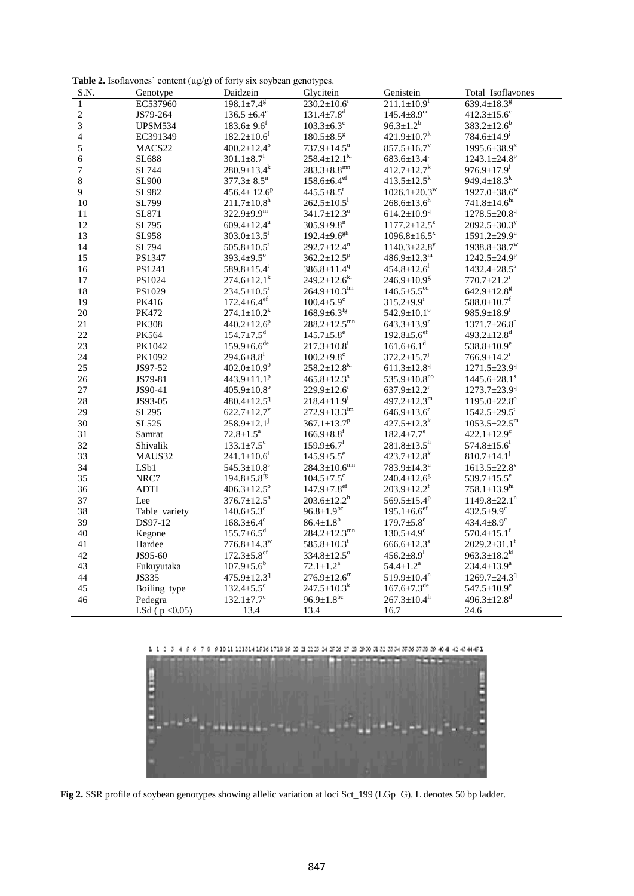**Table 2.** Isoflavones' content (µg/g) of forty six soybean genotypes.

| S.N. | Genotype | Daidzein | Glycitein | Genistein | Total Isoflavones |
|---|---|---|---|---|---|
| 1 | EC537960 | 198.1±7.4$^{g}$ | 230.2±10.6$^{i}$ | 211.1±10.9$^{f}$ | 639.4±18.3$^{g}$ |
| 2 | JS79-264 | 136.5 ±6.4$^{c}$ | 131.4±7.8$^{d}$ | 145.4±8.9$^{cd}$ | 412.3±15.6$^{c}$ |
| 3 | UPSM534 | 183.6± 9.6$^{f}$ | 103.3±6.3$^{c}$ | 96.3±1.2$^{b}$ | 383.2±12.6$^{b}$ |
| 4 | EC391349 | 182.2±10.6$^{f}$ | 180.5±8.5$^{g}$ | 421.9±10.7$^{k}$ | 784.6±14.9$^{j}$ |
| 5 | MACS22 | 400.2±12.4$^{o}$ | 737.9±14.5$^{u}$ | 857.5±16.7$^{v}$ | 1995.6±38.9$^{x}$ |
| 6 | SL688 | 301.1±8.7$^{l}$ | 258.4±12.1$^{kl}$ | 683.6±13.4$^{t}$ | 1243.1±24.8$^{p}$ |
| 7 | SL744 | 280.9±13.4$^{k}$ | 283.3±8.8$^{mn}$ | 412.7±12.7$^{k}$ | 976.9±17.9$^{l}$ |
| 8 | SL900 | 377.3± 8.5$^{n}$ | 158.6±6.4$^{ef}$ | 413.5±12.5$^{k}$ | 949.4±18.3$^{k}$ |
| 9 | SL982 | 456.4± 12.6$^{p}$ | 445.5±8.5$^{r}$ | 1026.1±20.3$^{w}$ | 1927.0±38.6$^{w}$ |
| 10 | SL799 | 211.7±10.8$^{h}$ | 262.5±10.5$^{l}$ | 268.6±13.6$^{h}$ | 741.8±14.6$^{hi}$ |
| 11 | SL871 | 322.9±9.9$^{m}$ | 341.7±12.3$^{o}$ | 614.2±10.9$^{q}$ | 1278.5±20.8$^{q}$ |
| 12 | SL795 | 609.4±12.4$^{u}$ | 305.9±9.8$^{n}$ | 1177.2±12.5$^{z}$ | 2092.5±30.3$^{y}$ |
| 13 | SL958 | 303.0±13.5$^{l}$ | 192.4±9.6$^{gh}$ | 1096.8±16.5$^{x}$ | 1591.2±29.9$^{u}$ |
| 14 | SL794 | 505.8±10.5$^{r}$ | 292.7±12.4$^{n}$ | 1140.3±22.8$^{y}$ | 1938.8±38.7$^{w}$ |
| 15 | PS1347 | 393.4±9.5$^{o}$ | 362.2±12.5$^{p}$ | 486.9±12.3$^{m}$ | 1242.5±24.9$^{p}$ |
| 16 | PS1241 | 589.8±15.4$^{t}$ | 386.8±11.4$^{q}$ | 454.8±12.6$^{l}$ | 1432.4±28.5$^{s}$ |
| 17 | PS1024 | 274.6±12.1$^{k}$ | 249.2±12.6$^{kl}$ | 246.9±10.9$^{g}$ | 770.7±21.2$^{i}$ |
| 18 | PS1029 | 234.5±10.5$^{i}$ | 264.9±10.3$^{lm}$ | 146.5±5.5$^{cd}$ | 642.9±12.8$^{g}$ |
| 19 | PK416 | 172.4±6.4$^{ef}$ | 100.4±5.9$^{c}$ | 315.2±9.9$^{i}$ | 588.0±10.7$^{f}$ |
| 20 | PK472 | 274.1±10.2$^{k}$ | 168.9±6.3$^{fg}$ | 542.9±10.1$^{o}$ | 985.9±18.9$^{l}$ |
| 21 | PK308 | 440.2±12.6$^{p}$ | 288.2±12.5$^{mn}$ | 643.3±13.9$^{r}$ | 1371.7±26.8$^{r}$ |
| 22 | PK564 | 154.7±7.5$^{d}$ | 145.7±5.8$^{e}$ | 192.8±5.6$^{ef}$ | 493.2±12.8$^{d}$ |
| 23 | PK1042 | 159.9±6.6$^{de}$ | 217.3±10.8$^{i}$ | 161.6±6.1$^{d}$ | 538.8±10.9$^{e}$ |
| 24 | PK1092 | 294.6±8.8$^{l}$ | 100.2±9.8$^{c}$ | 372.2±15.7$^{j}$ | 766.9±14.2$^{i}$ |
| 25 | JS97-52 | 402.0±10.9$^{0}$ | 258.2±12.8$^{kl}$ | 611.3±12.8$^{q}$ | 1271.5±23.9$^{q}$ |
| 26 | JS79-81 | 443.9±11.1$^{p}$ | 465.8±12.3$^{s}$ | 535.9±10.8$^{no}$ | 1445.6±28.1$^{s}$ |
| 27 | JS90-41 | 405.9±10.8$^{o}$ | 229.9±12.6$^{i}$ | 637.9±12.2$^{r}$ | 1273.7±23.9$^{q}$ |
| 28 | JS93-05 | 480.4±12.5$^{q}$ | 218.4±11.9$^{i}$ | 497.2±12.3$^{m}$ | 1195.0±22.8$^{o}$ |
| 29 | SL295 | 622.7±12.7$^{v}$ | 272.9±13.3$^{lm}$ | 646.9±13.6$^{r}$ | 1542.5±29.5$^{t}$ |
| 30 | SL525 | 258.9±12.1$^{j}$ | 367.1±13.7$^{p}$ | 427.5±12.3$^{k}$ | 1053.5±22.5$^{m}$ |
| 31 | Samrat | 72.8±1.5$^{a}$ | 166.9±8.8$^{f}$ | 182.4±7.7$^{e}$ | 422.1±12.9$^{c}$ |
| 32 | Shivalik | 133.1±7.5$^{c}$ | 159.9±6.7$^{f}$ | 281.8±13.5$^{h}$ | 574.8±15.6$^{f}$ |
| 33 | MAUS32 | 241.1±10.6$^{i}$ | 145.9±5.5$^{e}$ | 423.7±12.8$^{k}$ | 810.7±14.1$^{j}$ |
| 34 | LSb1 | 545.3±10.8$^{s}$ | 284.3±10.6$^{mn}$ | 783.9±14.3$^{u}$ | 1613.5±22.8$^{v}$ |
| 35 | NRC7 | 194.8±5.8$^{fg}$ | 104.5±7.5$^{c}$ | 240.4±12.6$^{g}$ | 539.7±15.5$^{e}$ |
| 36 | ADTI | 406.3±12.5$^{o}$ | 147.9±7.8$^{ef}$ | 203.9±12.2$^{f}$ | 758.1±13.9$^{hi}$ |
| 37 | Lee | 376.7±12.5$^{n}$ | 203.6±12.2$^{h}$ | 569.5±15.4$^{p}$ | 1149.8±22.1$^{n}$ |
| 38 | Table variety | 140.6±5.3$^{c}$ | 96.8±1.9$^{bc}$ | 195.1±6.6$^{ef}$ | 432.5±9.9$^{c}$ |
| 39 | DS97-12 | 168.3±6.4$^{e}$ | 86.4±1.8$^{b}$ | 179.7±5.8$^{e}$ | 434.4±8.9$^{c}$ |
| 40 | Kegone | 155.7±6.5$^{d}$ | 284.2±12.3$^{mn}$ | 130.5±4.9$^{c}$ | 570.4±15.1$^{f}$ |
| 41 | Hardee | 776.8±14.3$^{w}$ | 585.8±10.3$^{t}$ | 666.6±12.3$^{s}$ | 2029.2±31.1$^{f}$ |
| 42 | JS95-60 | 172.3±5.8$^{ef}$ | 334.8±12.5$^{o}$ | 456.2±8.9$^{l}$ | 963.3±18.2$^{kl}$ |
| 43 | Fukuyutaka | 107.9±5.6$^{b}$ | 72.1±1.2$^{a}$ | 54.4±1.2$^{a}$ | 234.4±13.9$^{a}$ |
| 44 | JS335 | 475.9±12.3$^{q}$ | 276.9±12.6$^{m}$ | 519.9±10.4$^{n}$ | 1269.7±24.3$^{q}$ |
| 45 | Boiling type | 132.4±5.5$^{c}$ | 247.5±10.3$^{k}$ | 167.6±7.3$^{de}$ | 547.5±10.9$^{e}$ |
| 46 | Pedegra | 132.1±7.7$^{c}$ | 96.9±1.8$^{bc}$ | 267.3±10.4$^{h}$ | 496.3±12.8$^{d}$ |
| | LSd ( $p$ <0.05) | 13.4 | 13.4 | 16.7 | 24.6 |

**Fig 2.** SSR profile of soybean genotypes showing allelic variation at loci Sct_199 (LGp G). L denotes 50 bp ladder.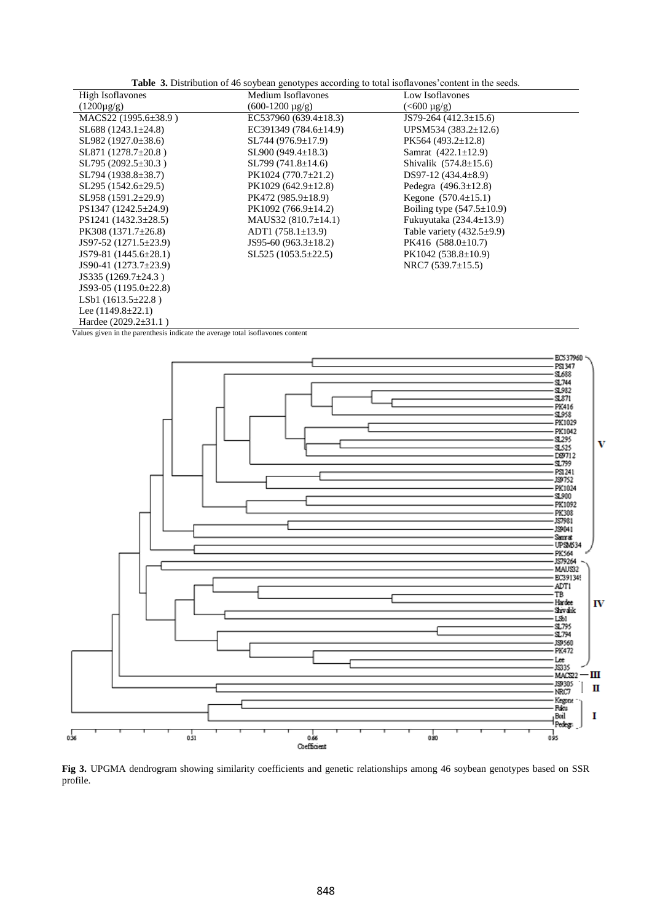**Table 3.** Distribution of 46 soybean genotypes according to total isoflavones'content in the seeds.

| High Isoflavones (1200µg/g) | Medium Isoflavones (600-1200 µg/g) | Low Isoflavones (<600 µg/g) |
|---|---|---|
| MACS22 (1995.6±38.9 ) | EC537960 (639.4±18.3) | JS79-264 (412.3±15.6) |
| SL688 (1243.1±24.8) | EC391349 (784.6±14.9) | UPSM534 (383.2±12.6) |
| SL982 (1927.0±38.6) | SL744 (976.9±17.9) | PK564 (493.2±12.8) |
| SL871 (1278.7±20.8 ) | SL900 (949.4±18.3) | Samrat (422.1±12.9) |
| SL795 (2092.5±30.3 ) | SL799 (741.8±14.6) | Shivalik (574.8±15.6) |
| SL794 (1938.8±38.7) | PK1024 (770.7±21.2) | DS97-12 (434.4±8.9) |
| SL295 (1542.6±29.5) | PK1029 (642.9±12.8) | Pedegra (496.3±12.8) |
| SL958 (1591.2±29.9) | PK472 (985.9±18.9) | Kegone (570.4±15.1) |
| PS1347 (1242.5±24.9) | PK1092 (766.9±14.2) | Boiling type (547.5±10.9) |
| PS1241 (1432.3±28.5) | MAUS32 (810.7±14.1) | Fukuyutaka (234.4±13.9) |
| PK308 (1371.7±26.8) | ADT1 (758.1±13.9) | Table variety (432.5±9.9) |
| JS97-52 (1271.5±23.9) | JS95-60 (963.3±18.2) | PK416 (588.0±10.7) |
| JS79-81 (1445.6±28.1) | SL525 (1053.5±22.5) | PK1042 (538.8±10.9) |
| JS90-41 (1273.7±23.9) | | NRC7 (539.7±15.5) |
| JS335 (1269.7±24.3 ) | | |
| JS93-05 (1195.0±22.8) | | |
| LSb1 (1613.5±22.8 ) | | |
| Lee (1149.8±22.1) | | |
| Hardee (2029.2±31.1 ) | | |

Values given in the parenthesis indicate the average total isoflavones content

**Fig 3.** UPGMA dendrogram showing similarity coefficients and genetic relationships among 46 soybean genotypes based on SSR profile.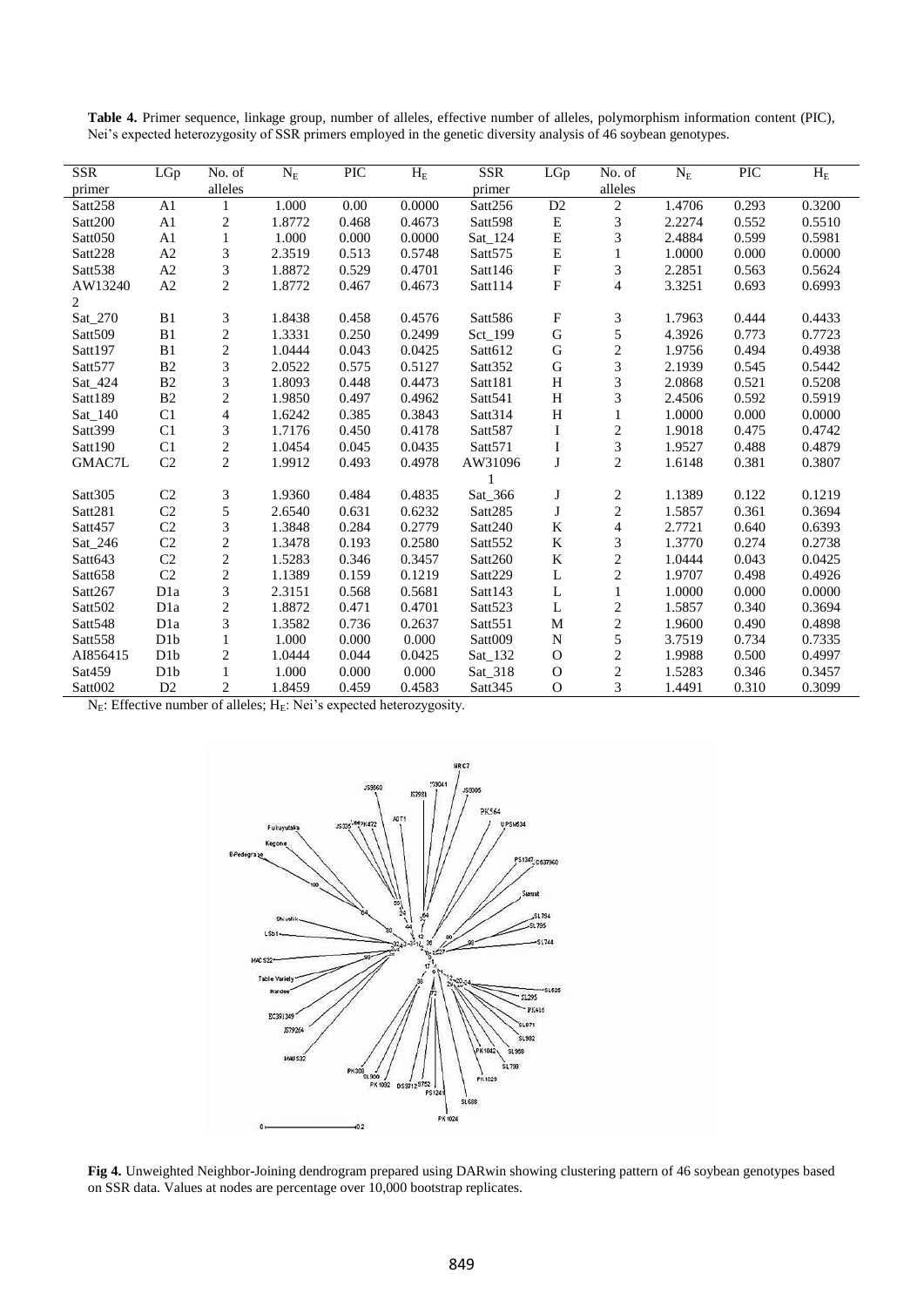**Table 4.** Primer sequence, linkage group, number of alleles, effective number of alleles, polymorphism information content (PIC), Nei's expected heterozygosity of SSR primers employed in the genetic diversity analysis of 46 soybean genotypes.

| SSR primer | LGp | No. of alleles | $N_E$ | PIC | $H_E$ | SSR primer | LGp | No. of alleles | $N_E$ | PIC | $H_E$ |
|---|---|---|---|---|---|---|---|---|---|---|---|
| Satt258 | A1 | 1 | 1.000 | 0.00 | 0.0000 | Satt256 | D2 | 2 | 1.4706 | 0.293 | 0.3200 |
| Satt200 | A1 | 2 | 1.8772 | 0.468 | 0.4673 | Satt598 | E | 3 | 2.2274 | 0.552 | 0.5510 |
| Satt050 | A1 | 1 | 1.000 | 0.000 | 0.0000 | Sat_124 | E | 3 | 2.4884 | 0.599 | 0.5981 |
| Satt228 | A2 | 3 | 2.3519 | 0.513 | 0.5748 | Satt575 | E | 1 | 1.0000 | 0.000 | 0.0000 |
| Satt538 | A2 | 3 | 1.8872 | 0.529 | 0.4701 | Satt146 | F | 3 | 2.2851 | 0.563 | 0.5624 |
| AW132402 | A2 | 2 | 1.8772 | 0.467 | 0.4673 | Satt114 | F | 4 | 3.3251 | 0.693 | 0.6993 |
| Sat_270 | B1 | 3 | 1.8438 | 0.458 | 0.4576 | Satt586 | F | 3 | 1.7963 | 0.444 | 0.4433 |
| Satt509 | B1 | 2 | 1.3331 | 0.250 | 0.2499 | Sct_199 | G | 5 | 4.3926 | 0.773 | 0.7723 |
| Satt197 | B1 | 2 | 1.0444 | 0.043 | 0.0425 | Satt612 | G | 2 | 1.9756 | 0.494 | 0.4938 |
| Satt577 | B2 | 3 | 2.0522 | 0.575 | 0.5127 | Satt352 | G | 3 | 2.1939 | 0.545 | 0.5442 |
| Sat_424 | B2 | 3 | 1.8093 | 0.448 | 0.4473 | Satt181 | H | 3 | 2.0868 | 0.521 | 0.5208 |
| Satt189 | B2 | 2 | 1.9850 | 0.497 | 0.4962 | Satt541 | H | 3 | 2.4506 | 0.592 | 0.5919 |
| Sat_140 | C1 | 4 | 1.6242 | 0.385 | 0.3843 | Satt314 | H | 1 | 1.0000 | 0.000 | 0.0000 |
| Satt399 | C1 | 3 | 1.7176 | 0.450 | 0.4178 | Satt587 | I | 2 | 1.9018 | 0.475 | 0.4742 |
| Satt190 | C1 | 2 | 1.0454 | 0.045 | 0.0435 | Satt571 | I | 3 | 1.9527 | 0.488 | 0.4879 |
| GMAC7L | C2 | 2 | 1.9912 | 0.493 | 0.4978 | AW310961 | J | 2 | 1.6148 | 0.381 | 0.3807 |
| Satt305 | C2 | 3 | 1.9360 | 0.484 | 0.4835 | Sat_366 | J | 2 | 1.1389 | 0.122 | 0.1219 |
| Satt281 | C2 | 5 | 2.6540 | 0.631 | 0.6232 | Satt285 | J | 2 | 1.5857 | 0.361 | 0.3694 |
| Satt457 | C2 | 3 | 1.3848 | 0.284 | 0.2779 | Satt240 | K | 4 | 2.7721 | 0.640 | 0.6393 |
| Sat_246 | C2 | 2 | 1.3478 | 0.193 | 0.2580 | Satt552 | K | 3 | 1.3770 | 0.274 | 0.2738 |
| Satt643 | C2 | 2 | 1.5283 | 0.346 | 0.3457 | Satt260 | K | 2 | 1.0444 | 0.043 | 0.0425 |
| Satt658 | C2 | 2 | 1.1389 | 0.159 | 0.1219 | Satt229 | L | 2 | 1.9707 | 0.498 | 0.4926 |
| Satt267 | D1a | 3 | 2.3151 | 0.568 | 0.5681 | Satt143 | L | 1 | 1.0000 | 0.000 | 0.0000 |
| Satt502 | D1a | 2 | 1.8872 | 0.471 | 0.4701 | Satt523 | L | 2 | 1.5857 | 0.340 | 0.3694 |
| Satt548 | D1a | 3 | 1.3582 | 0.736 | 0.2637 | Satt551 | M | 2 | 1.9600 | 0.490 | 0.4898 |
| Satt558 | D1b | 1 | 1.000 | 0.000 | 0.000 | Satt009 | N | 5 | 3.7519 | 0.734 | 0.7335 |
| AI856415 | D1b | 2 | 1.0444 | 0.044 | 0.0425 | Sat_132 | O | 2 | 1.9988 | 0.500 | 0.4997 |
| Sat459 | D1b | 1 | 1.000 | 0.000 | 0.000 | Sat_318 | O | 2 | 1.5283 | 0.346 | 0.3457 |
| Satt002 | D2 | 2 | 1.8459 | 0.459 | 0.4583 | Satt345 | O | 3 | 1.4491 | 0.310 | 0.3099 |

$N_E$: Effective number of alleles; $H_E$: Nei's expected heterozygosity.

**Fig 4.** Unweighted Neighbor-Joining dendrogram prepared using DARwin showing clustering pattern of 46 soybean genotypes based on SSR data. Values at nodes are percentage over 10,000 bootstrap replicates.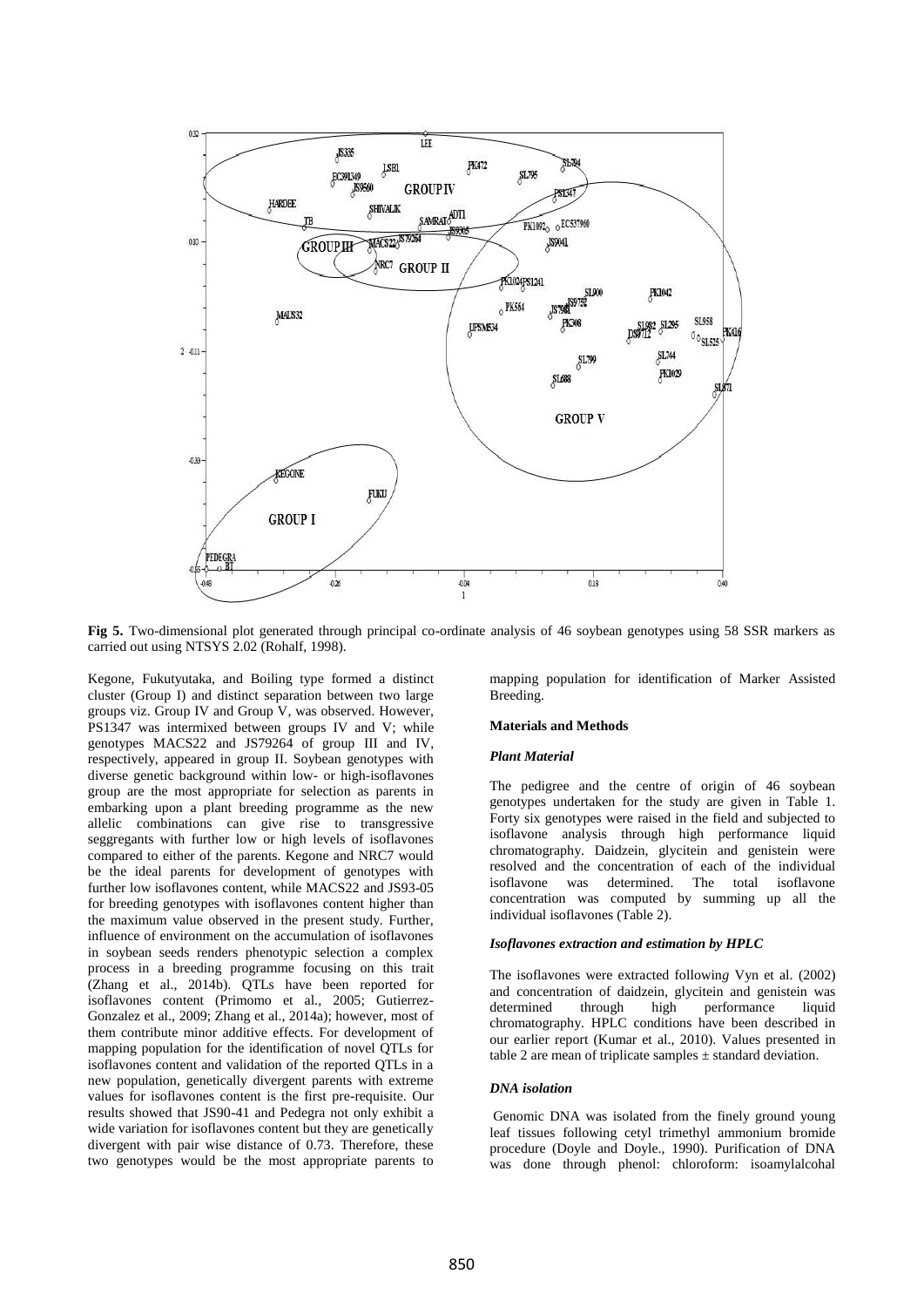**Fig 5.** Two-dimensional plot generated through principal co-ordinate analysis of 46 soybean genotypes using 58 SSR markers as carried out using NTSYS 2.02 (Rohalf, 1998).

Kegone, Fukutyutaka, and Boiling type formed a distinct cluster (Group I) and distinct separation between two large groups viz. Group IV and Group V, was observed. However, PS1347 was intermixed between groups IV and V; while genotypes MACS22 and JS79264 of group III and IV, respectively, appeared in group II. Soybean genotypes with diverse genetic background within low- or high-isoflavones group are the most appropriate for selection as parents in embarking upon a plant breeding programme as the new allelic combinations can give rise to transgressive seggregants with further low or high levels of isoflavones compared to either of the parents. Kegone and NRC7 would be the ideal parents for development of genotypes with further low isoflavones content, while MACS22 and JS93-05 for breeding genotypes with isoflavones content higher than the maximum value observed in the present study. Further, influence of environment on the accumulation of isoflavones in soybean seeds renders phenotypic selection a complex process in a breeding programme focusing on this trait (Zhang et al., 2014b). QTLs have been reported for isoflavones content (Primomo et al., 2005; Gutierrez-Gonzalez et al., 2009; Zhang et al., 2014a); however, most of them contribute minor additive effects. For development of mapping population for the identification of novel QTLs for isoflavones content and validation of the reported QTLs in a new population, genetically divergent parents with extreme values for isoflavones content is the first pre-requisite. Our results showed that JS90-41 and Pedegra not only exhibit a wide variation for isoflavones content but they are genetically divergent with pair wise distance of 0.73. Therefore, these two genotypes would be the most appropriate parents to mapping population for identification of Marker Assisted Breeding.

## Materials and Methods

### *Plant Material*

The pedigree and the centre of origin of 46 soybean genotypes undertaken for the study are given in Table 1. Forty six genotypes were raised in the field and subjected to isoflavone analysis through high performance liquid chromatography. Daidzein, glycitein and genistein were resolved and the concentration of each of the individual isoflavone was determined. The total isoflavone concentration was computed by summing up all the individual isoflavones (Table 2).

### *Isoflavones extraction and estimation by HPLC*

The isoflavones were extracted following Vyn et al. (2002) and concentration of daidzein, glycitein and genistein was determined through high performance liquid chromatography. HPLC conditions have been described in our earlier report (Kumar et al., 2010). Values presented in table 2 are mean of triplicate samples ± standard deviation.

### *DNA isolation*

Genomic DNA was isolated from the finely ground young leaf tissues following cetyl trimethyl ammonium bromide procedure (Doyle and Doyle., 1990). Purification of DNA was done through phenol: chloroform: isoamylalcohal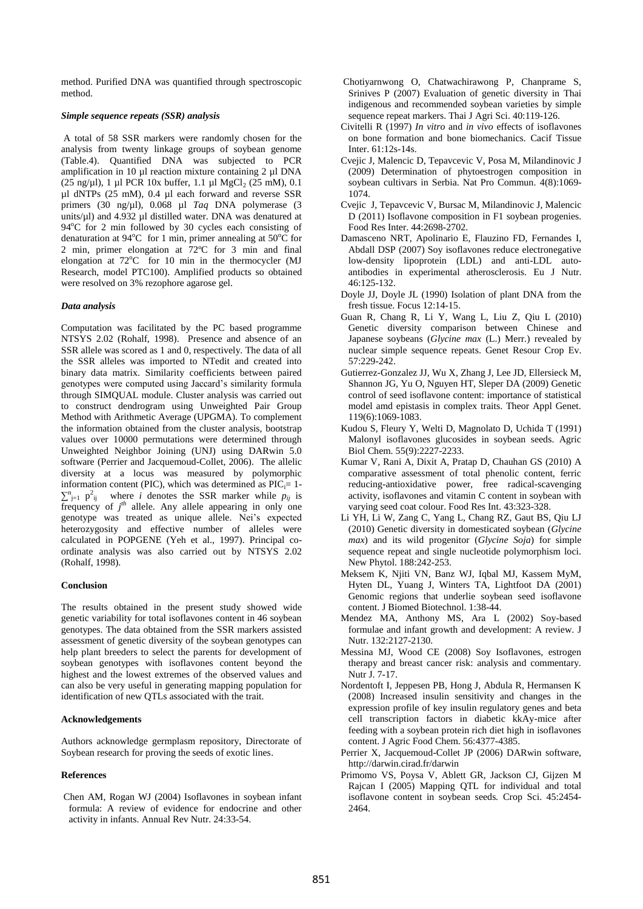method. Purified DNA was quantified through spectroscopic method.

### *Simple sequence repeats (SSR) analysis*

A total of 58 SSR markers were randomly chosen for the analysis from twenty linkage groups of soybean genome (Table.4). Quantified DNA was subjected to PCR amplification in 10 µl reaction mixture containing 2 µl DNA (25 ng/µl), 1 µl PCR 10x buffer, 1.1 µl $MgCl_2$ (25 mM), 0.1 µl dNTPs (25 mM), 0.4 µl each forward and reverse SSR primers (30 ng/µl), 0.068 µl *Taq* DNA polymerase (3 units/µl) and 4.932 µl distilled water. DNA was denatured at 94°C for 2 min followed by 30 cycles each consisting of denaturation at 94°C for 1 min, primer annealing at 50°C for 2 min, primer elongation at 72ºC for 3 min and final elongation at 72°C for 10 min in the thermocycler (MJ Research, model PTC100). Amplified products so obtained were resolved on 3% rezophore agarose gel.

### *Data analysis*

Computation was facilitated by the PC based programme NTSYS 2.02 (Rohalf, 1998). Presence and absence of an SSR allele was scored as 1 and 0, respectively. The data of all the SSR alleles was imported to NTedit and created into binary data matrix. Similarity coefficients between paired genotypes were computed using Jaccard's similarity formula through SIMQUAL module. Cluster analysis was carried out to construct dendrogram using Unweighted Pair Group Method with Arithmetic Average (UPGMA). To complement the information obtained from the cluster analysis, bootstrap values over 10000 permutations were determined through Unweighted Neighbor Joining (UNJ) using DARwin 5.0 software (Perrier and Jacquemoud-Collet, 2006). The allelic diversity at a locus was measured by polymorphic information content (PIC), which was determined as $PIC_i = 1 - \sum_{j=1}^{n} p_{ij}^2$ where *i* denotes the SSR marker while $p_{ij}$ is frequency of $j^{th}$ allele. Any allele appearing in only one genotype was treated as unique allele. Nei's expected heterozygosity and effective number of alleles were calculated in POPGENE (Yeh et al., 1997). Principal co-ordinate analysis was also carried out by NTSYS 2.02 (Rohalf, 1998).

## Conclusion

The results obtained in the present study showed wide genetic variability for total isoflavones content in 46 soybean genotypes. The data obtained from the SSR markers assisted assessment of genetic diversity of the soybean genotypes can help plant breeders to select the parents for development of soybean genotypes with isoflavones content beyond the highest and the lowest extremes of the observed values and can also be very useful in generating mapping population for identification of new QTLs associated with the trait.

## Acknowledgements

Authors acknowledge germplasm repository, Directorate of Soybean research for proving the seeds of exotic lines.

## References

Chen AM, Rogan WJ (2004) Isoflavones in soybean infant formula: A review of evidence for endocrine and other activity in infants. Annual Rev Nutr. 24:33-54.

Chotiyarnwong O, Chatwachirawong P, Chanprame S, Srinives P (2007) Evaluation of genetic diversity in Thai indigenous and recommended soybean varieties by simple sequence repeat markers. Thai J Agri Sci. 40:119-126.

Civitelli R (1997) *In vitro* and *in vivo* effects of isoflavones on bone formation and bone biomechanics. Cacif Tissue Inter. 61:12s-14s.

Cvejic J, Malencic D, Tepavcevic V, Posa M, Milandinovic J (2009) Determination of phytoestrogen composition in soybean cultivars in Serbia. Nat Pro Commun. 4(8):1069-1074.

Cvejic J, Tepavcevic V, Bursac M, Milandinovic J, Malencic D (2011) Isoflavone composition in F1 soybean progenies. Food Res Inter. 44:2698-2702.

Damasceno NRT, Apolinario E, Flauzino FD, Fernandes I, Abdall DSP (2007) Soy isoflavones reduce electronegative low-density lipoprotein (LDL) and anti-LDL auto-antibodies in experimental atherosclerosis. Eu J Nutr. 46:125-132.

Doyle JJ, Doyle JL (1990) Isolation of plant DNA from the fresh tissue. Focus 12:14-15.

Guan R, Chang R, Li Y, Wang L, Liu Z, Qiu L (2010) Genetic diversity comparison between Chinese and Japanese soybeans (*Glycine max* (L.) Merr.) revealed by nuclear simple sequence repeats. Genet Resour Crop Ev. 57:229-242.

Gutierrez-Gonzalez JJ, Wu X, Zhang J, Lee JD, Ellersieck M, Shannon JG, Yu O, Nguyen HT, Sleper DA (2009) Genetic control of seed isoflavone content: importance of statistical model amd epistasis in complex traits. Theor Appl Genet. 119(6):1069-1083.

Kudou S, Fleury Y, Welti D, Magnolato D, Uchida T (1991) Malonyl isoflavones glucosides in soybean seeds. Agric Biol Chem. 55(9):2227-2233.

Kumar V, Rani A, Dixit A, Pratap D, Chauhan GS (2010) A comparative assessment of total phenolic content, ferric reducing-antioxidative power, free radical-scavenging activity, isoflavones and vitamin C content in soybean with varying seed coat colour. Food Res Int. 43:323-328.

Li YH, Li W, Zang C, Yang L, Chang RZ, Gaut BS, Qiu LJ (2010) Genetic diversity in domesticated soybean (*Glycine max*) and its wild progenitor (*Glycine Soja*) for simple sequence repeat and single nucleotide polymorphism loci. New Phytol. 188:242-253.

Meksem K, Njiti VN, Banz WJ, Iqbal MJ, Kassem MyM, Hyten DL, Yuang J, Winters TA, Lightfoot DA (2001) Genomic regions that underlie soybean seed isoflavone content. J Biomed Biotechnol. 1:38-44.

Mendez MA, Anthony MS, Ara L (2002) Soy-based formulae and infant growth and development: A review. J Nutr. 132:2127-2130.

Messina MJ, Wood CE (2008) Soy Isoflavones, estrogen therapy and breast cancer risk: analysis and commentary. Nutr J. 7-17.

Nordentoft I, Jeppesen PB, Hong J, Abdula R, Hermansen K (2008) Increased insulin sensitivity and changes in the expression profile of key insulin regulatory genes and beta cell transcription factors in diabetic kkAy-mice after feeding with a soybean protein rich diet high in isoflavones content. J Agric Food Chem. 56:4377-4385.

Perrier X, Jacquemoud-Collet JP (2006) DARwin software, http://darwin.cirad.fr/darwin

Primomo VS, Poysa V, Ablett GR, Jackson CJ, Gijzen M Rajcan I (2005) Mapping QTL for individual and total isoflavone content in soybean seeds*.* Crop Sci. 45:2454-2464.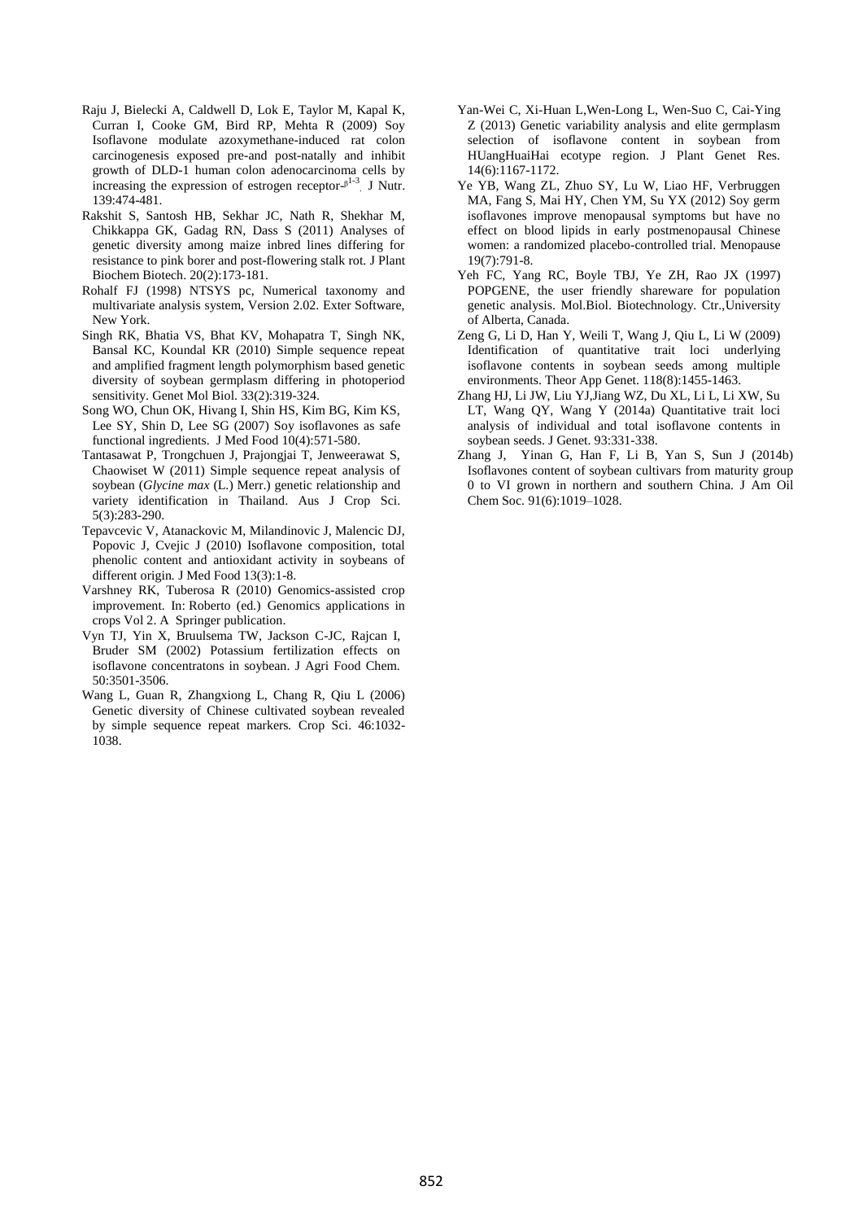Raju J, Bielecki A, Caldwell D, Lok E, Taylor M, Kapal K, Curran I, Cooke GM, Bird RP, Mehta R (2009) Soy Isoflavone modulate azoxymethane-induced rat colon carcinogenesis exposed pre-and post-natally and inhibit growth of DLD-1 human colon adenocarcinoma cells by increasing the expression of estrogen receptor-$^{β1-3}$. J Nutr. 139:474-481.

Rakshit S, Santosh HB, Sekhar JC, Nath R, Shekhar M, Chikkappa GK, Gadag RN, Dass S (2011) Analyses of genetic diversity among maize inbred lines differing for resistance to pink borer and post-flowering stalk rot. J Plant Biochem Biotech. 20(2):173-181.

Rohalf FJ (1998) NTSYS pc, Numerical taxonomy and multivariate analysis system, Version 2.02. Exter Software, New York.

Singh RK, Bhatia VS, Bhat KV, Mohapatra T, Singh NK, Bansal KC, Koundal KR (2010) Simple sequence repeat and amplified fragment length polymorphism based genetic diversity of soybean germplasm differing in photoperiod sensitivity. Genet Mol Biol. 33(2):319-324.

Song WO, Chun OK, Hivang I, Shin HS, Kim BG, Kim KS, Lee SY, Shin D, Lee SG (2007) Soy isoflavones as safe functional ingredients. J Med Food 10(4):571-580.

Tantasawat P, Trongchuen J, Prajongjai T, Jenweerawat S, Chaowiset W (2011) Simple sequence repeat analysis of soybean (*Glycine max* (L.) Merr.) genetic relationship and variety identification in Thailand. Aus J Crop Sci. 5(3):283-290.

Tepavcevic V, Atanackovic M, Milandinovic J, Malencic DJ, Popovic J, Cvejic J (2010) Isoflavone composition, total phenolic content and antioxidant activity in soybeans of different origin. J Med Food 13(3):1-8.

Varshney RK, Tuberosa R (2010) Genomics-assisted crop improvement. In: Roberto (ed.) Genomics applications in crops Vol 2. A Springer publication.

Vyn TJ, Yin X, Bruulsema TW, Jackson C-JC, Rajcan I, Bruder SM (2002) Potassium fertilization effects on isoflavone concentratons in soybean. J Agri Food Chem. 50:3501-3506.

Wang L, Guan R, Zhangxiong L, Chang R, Qiu L (2006) Genetic diversity of Chinese cultivated soybean revealed by simple sequence repeat markers. Crop Sci. 46:1032-1038.

Yan-Wei C, Xi-Huan L,Wen-Long L, Wen-Suo C, Cai-Ying Z (2013) Genetic variability analysis and elite germplasm selection of isoflavone content in soybean from HUangHuaiHai ecotype region. J Plant Genet Res. 14(6):1167-1172.

Ye YB, Wang ZL, Zhuo SY, Lu W, Liao HF, Verbruggen MA, Fang S, Mai HY, Chen YM, Su YX (2012) Soy germ isoflavones improve menopausal symptoms but have no effect on blood lipids in early postmenopausal Chinese women: a randomized placebo-controlled trial. Menopause 19(7):791-8.

Yeh FC, Yang RC, Boyle TBJ, Ye ZH, Rao JX (1997) POPGENE, the user friendly shareware for population genetic analysis. Mol.Biol. Biotechnology. Ctr.,University of Alberta, Canada.

Zeng G, Li D, Han Y, Weili T, Wang J, Qiu L, Li W (2009) Identification of quantitative trait loci underlying isoflavone contents in soybean seeds among multiple environments. Theor App Genet. 118(8):1455-1463.

Zhang HJ, Li JW, Liu YJ,Jiang WZ, Du XL, Li L, Li XW, Su LT, Wang QY, Wang Y (2014a) Quantitative trait loci analysis of individual and total isoflavone contents in soybean seeds. J Genet. 93:331-338.

Zhang J, Yinan G, Han F, Li B, Yan S, Sun J (2014b) Isoflavones content of soybean cultivars from maturity group 0 to VI grown in northern and southern China. J Am Oil Chem Soc. 91(6):1019–1028.